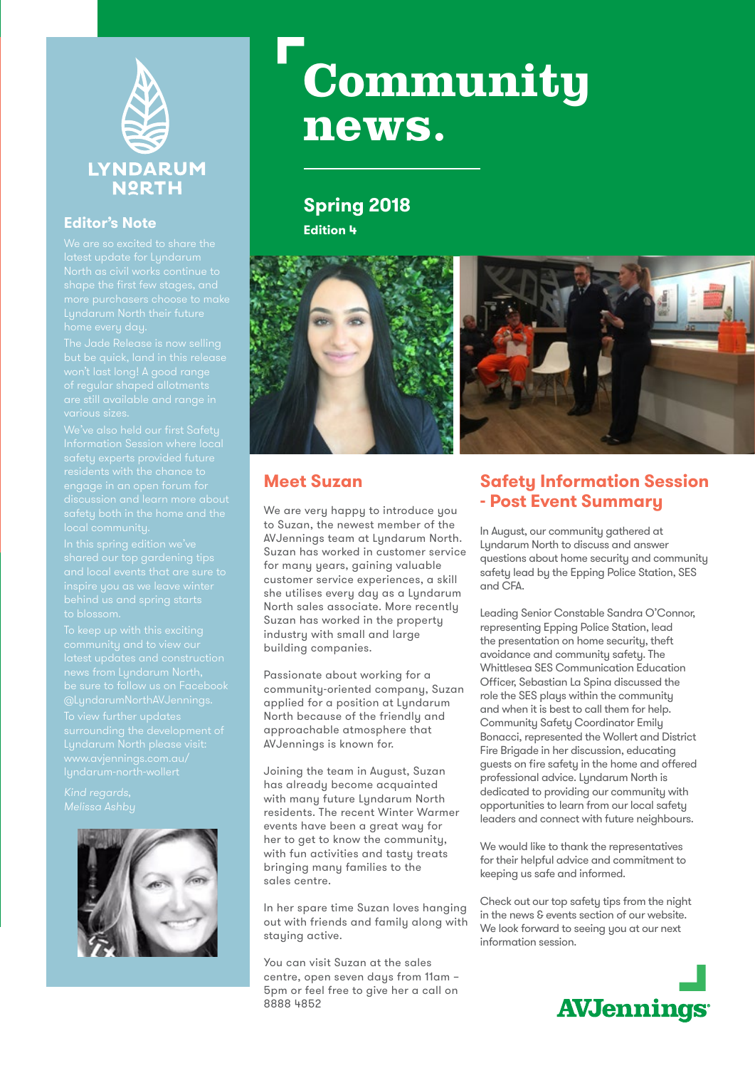# Community news.

## Spring 2018

**Edition 4**

LYNDARUM NORTH

## Editor's Note

We are so excited to share the latest update for Lyndarum North as civil works continue to shape the first few stages, and more purchasers choose to make Lyndarum North their future home every day.

The Jade Release is now selling but be quick, land in this release won't last long! A good range of regular shaped allotments are still available and range in various sizes.

We've also held our first Safety Information Session where local safety experts provided future residents with the chance to engage in an open forum for discussion and learn more about safety both in the home and the local community.

In this spring edition we've shared our top gardening tips and local events that are sure to inspire you as we leave winter behind us and spring starts to blossom.

To keep up with this exciting community and to view our latest updates and construction news from Lyndarum North, be sure to follow us on Facebook @LyndarumNorthAVJennings.

To view further updates surrounding the development of Lyndarum North please visit: www.avjennings.com.au/lyndarum-north-wollert

*Kind regards,*
*Melissa Ashby*

## Meet Suzan

We are very happy to introduce you to Suzan, the newest member of the AVJennings team at Lyndarum North. Suzan has worked in customer service for many years, gaining valuable customer service experiences, a skill she utilises every day as a Lyndarum North sales associate. More recently Suzan has worked in the property industry with small and large building companies.

Passionate about working for a community-oriented company, Suzan applied for a position at Lyndarum North because of the friendly and approachable atmosphere that AVJennings is known for.

Joining the team in August, Suzan has already become acquainted with many future Lyndarum North residents. The recent Winter Warmer events have been a great way for her to get to know the community, with fun activities and tasty treats bringing many families to the sales centre.

In her spare time Suzan loves hanging out with friends and family along with staying active.

You can visit Suzan at the sales centre, open seven days from 11am – 5pm or feel free to give her a call on 8888 4852

## Safety Information Session - Post Event Summary

In August, our community gathered at Lyndarum North to discuss and answer questions about home security and community safety lead by the Epping Police Station, SES and CFA.

Leading Senior Constable Sandra O'Connor, representing Epping Police Station, lead the presentation on home security, theft avoidance and community safety. The Whittlesea SES Communication Education Officer, Sebastian La Spina discussed the role the SES plays within the community and when it is best to call them for help. Community Safety Coordinator Emily Bonacci, represented the Wollert and District Fire Brigade in her discussion, educating guests on fire safety in the home and offered professional advice. Lyndarum North is dedicated to providing our community with opportunities to learn from our local safety leaders and connect with future neighbours.

We would like to thank the representatives for their helpful advice and commitment to keeping us safe and informed.

Check out our top safety tips from the night in the news & events section of our website. We look forward to seeing you at our next information session.

AVJennings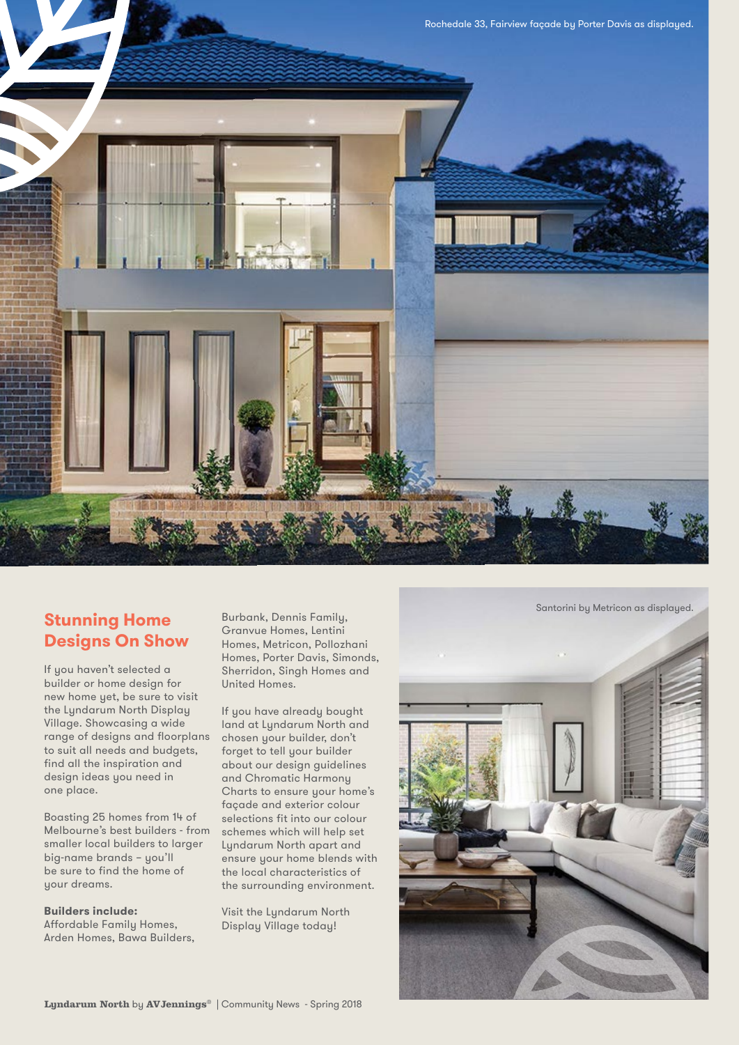Rochedale 33, Fairview façade by Porter Davis as displayed.

## Stunning Home Designs On Show

If you haven't selected a builder or home design for new home yet, be sure to visit the Lyndarum North Display Village. Showcasing a wide range of designs and floorplans to suit all needs and budgets, find all the inspiration and design ideas you need in one place.

Boasting 25 homes from 14 of Melbourne's best builders - from smaller local builders to larger big-name brands – you'll be sure to find the home of your dreams.

**Builders include:**
Affordable Family Homes, Arden Homes, Bawa Builders, Burbank, Dennis Family, Granvue Homes, Lentini Homes, Metricon, Pollozhani Homes, Porter Davis, Simonds, Sherridon, Singh Homes and United Homes.

If you have already bought land at Lyndarum North and chosen your builder, don't forget to tell your builder about our design guidelines and Chromatic Harmony Charts to ensure your home's façade and exterior colour selections fit into our colour schemes which will help set Lyndarum North apart and ensure your home blends with the local characteristics of the surrounding environment.

Visit the Lyndarum North Display Village today!

Santorini by Metricon as displayed.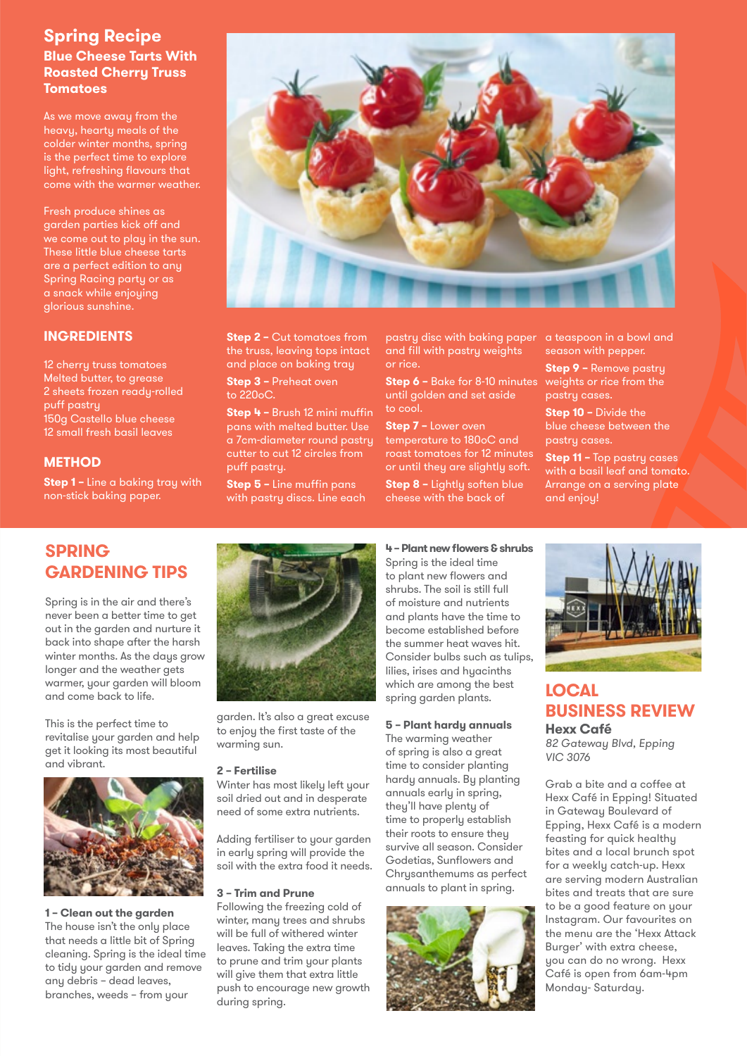# Spring Recipe

## Blue Cheese Tarts With Roasted Cherry Truss Tomatoes

As we move away from the heavy, hearty meals of the colder winter months, spring is the perfect time to explore light, refreshing flavours that come with the warmer weather.

Fresh produce shines as garden parties kick off and we come out to play in the sun. These little blue cheese tarts are a perfect edition to any Spring Racing party or as a snack while enjoying glorious sunshine.

### INGREDIENTS

12 cherry truss tomatoes
Melted butter, to grease
2 sheets frozen ready-rolled puff pastry
150g Castello blue cheese
12 small fresh basil leaves

### METHOD

**Step 1 –** Line a baking tray with non-stick baking paper.

**Step 2 –** Cut tomatoes from the truss, leaving tops intact and place on baking tray

**Step 3 –** Preheat oven to 220oC.

**Step 4 –** Brush 12 mini muffin pans with melted butter. Use a 7cm-diameter round pastry cutter to cut 12 circles from puff pastry.

**Step 5 –** Line muffin pans with pastry discs. Line each pastry disc with baking paper and fill with pastry weights or rice.

**Step 6 –** Bake for 8-10 minutes until golden and set aside to cool.

**Step 7 –** Lower oven temperature to 180oC and roast tomatoes for 12 minutes or until they are slightly soft.

**Step 8 –** Lightly soften blue cheese with the back of a teaspoon in a bowl and season with pepper.

**Step 9 –** Remove pastry weights or rice from the pastry cases.

**Step 10 –** Divide the blue cheese between the pastry cases.

**Step 11 –** Top pastry cases with a basil leaf and tomato. Arrange on a serving plate and enjoy!

# SPRING GARDENING TIPS

Spring is in the air and there's never been a better time to get out in the garden and nurture it back into shape after the harsh winter months. As the days grow longer and the weather gets warmer, your garden will bloom and come back to life.

This is the perfect time to revitalise your garden and help get it looking its most beautiful and vibrant.

**1 – Clean out the garden**
The house isn't the only place that needs a little bit of Spring cleaning. Spring is the ideal time to tidy your garden and remove any debris – dead leaves, branches, weeds – from your garden. It's also a great excuse to enjoy the first taste of the warming sun.

**2 – Fertilise**
Winter has most likely left your soil dried out and in desperate need of some extra nutrients.

Adding fertiliser to your garden in early spring will provide the soil with the extra food it needs.

**3 – Trim and Prune**
Following the freezing cold of winter, many trees and shrubs will be full of withered winter leaves. Taking the extra time to prune and trim your plants will give them that extra little push to encourage new growth during spring.

**4 – Plant new flowers & shrubs**
Spring is the ideal time to plant new flowers and shrubs. The soil is still full of moisture and nutrients and plants have the time to become established before the summer heat waves hit. Consider bulbs such as tulips, lilies, irises and hyacinths which are among the best spring garden plants.

**5 – Plant hardy annuals**
The warming weather of spring is also a great time to consider planting hardy annuals. By planting annuals early in spring, they'll have plenty of time to properly establish their roots to ensure they survive all season. Consider Godetias, Sunflowers and Chrysanthemums as perfect annuals to plant in spring.

# LOCAL BUSINESS REVIEW

**Hexx Café**
*82 Gateway Blvd, Epping VIC 3076*

Grab a bite and a coffee at Hexx Café in Epping! Situated in Gateway Boulevard of Epping, Hexx Café is a modern feasting for quick healthy bites and a local brunch spot for a weekly catch-up. Hexx are serving modern Australian bites and treats that are sure to be a good feature on your Instagram. Our favourites on the menu are the 'Hexx Attack Burger' with extra cheese, you can do no wrong. Hexx Café is open from 6am-4pm Monday- Saturday.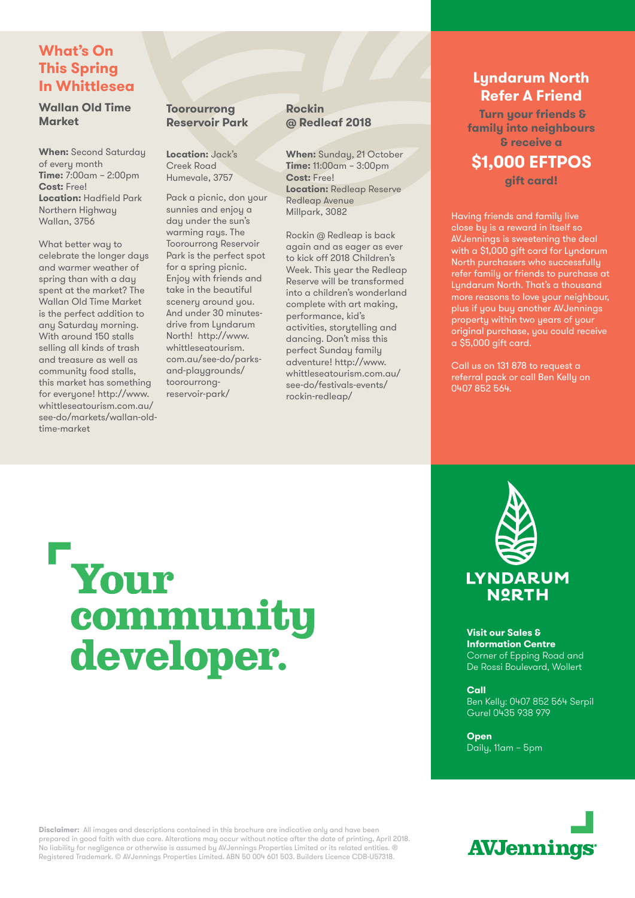## What's On This Spring In Whittlesea

### Wallan Old Time Market

**When:** Second Saturday of every month
**Time:** 7:00am – 2:00pm
**Cost:** Free!
**Location:** Hadfield Park Northern Highway Wallan, 3756

What better way to celebrate the longer days and warmer weather of spring than with a day spent at the market? The Wallan Old Time Market is the perfect addition to any Saturday morning. With around 150 stalls selling all kinds of trash and treasure as well as community food stalls, this market has something for everyone! http://www.whittleseatourism.com.au/see-do/markets/wallan-old-time-market

### Toorourrong Reservoir Park

**Location:** Jack's Creek Road Humevale, 3757

Pack a picnic, don your sunnies and enjoy a day under the sun's warming rays. The Toorourrong Reservoir Park is the perfect spot for a spring picnic. Enjoy with friends and take in the beautiful scenery around you. And under 30 minutes-drive from Lyndarum North! http://www.whittleseatourism.com.au/see-do/parks-and-playgrounds/toorourrong-reservoir-park/

### Rockin @ Redleaf 2018

**When:** Sunday, 21 October
**Time:** 11:00am – 3:00pm
**Cost:** Free!
**Location:** Redleap Reserve Redleap Avenue Millpark, 3082

Rockin @ Redleap is back again and as eager as ever to kick off 2018 Children's Week. This year the Redleap Reserve will be transformed into a children's wonderland complete with art making, performance, kid's activities, storytelling and dancing. Don't miss this perfect Sunday family adventure! http://www.whittleseatourism.com.au/see-do/festivals-events/rockin-redleap/

## Lyndarum North Refer A Friend

**Turn your friends & family into neighbours & receive a**

**$1,000 EFTPOS gift card!**

Having friends and family live close by is a reward in itself so AVJennings is sweetening the deal with a $1,000 gift card for Lyndarum North purchasers who successfully refer family or friends to purchase at Lyndarum North. That's a thousand more reasons to love your neighbour, plus if you buy another AVJennings property within two years of your original purchase, you could receive a $5,000 gift card.

Call us on 131 878 to request a referral pack or call Ben Kelly on 0407 852 564.

# Your community developer.

LYNDARUM NORTH

**Visit our Sales & Information Centre**
Corner of Epping Road and De Rossi Boulevard, Wollert

**Call**
Ben Kelly: 0407 852 564 Serpil Gurel 0435 938 979

**Open**
Daily, 11am – 5pm

**Disclaimer:** All images and descriptions contained in this brochure are indicative only and have been prepared in good faith with due care. Alterations may occur without notice after the date of printing, April 2018. No liability for negligence or otherwise is assumed by AVJennings Properties Limited or its related entities. ® Registered Trademark. © AVJennings Properties Limited. ABN 50 004 601 503. Builders Licence CDB-U57318.

AVJennings